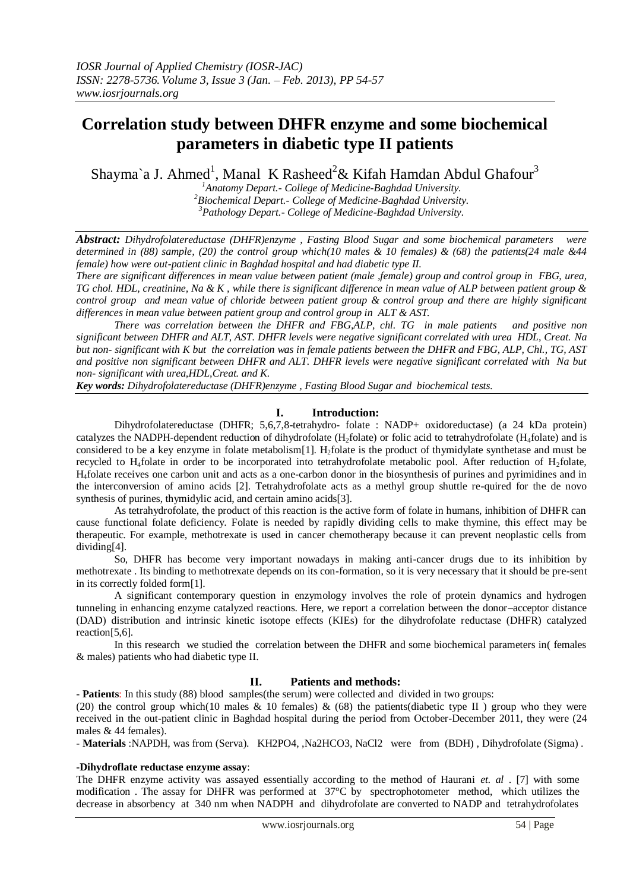# Correlation study between DHFR enzyme and some biochemical parameters in diabetic type II patients

Shayma`a J. Ahmed[1], Manal K Rasheed[2]& Kifah Hamdan Abdul Ghafour[3]

[1]*Anatomy Depart.- College of Medicine-Baghdad University.*
[2]*Biochemical Depart.- College of Medicine-Baghdad University.*
[3]*Pathology Depart.- College of Medicine-Baghdad University.*

***Abstract:*** *Dihydrofolatereductase (DHFR)enzyme , Fasting Blood Sugar and some biochemical parameters were determined in (88) sample, (20) the control group which(10 males & 10 females) & (68) the patients(24 male &44 female) how were out-patient clinic in Baghdad hospital and had diabetic type II.*

*There are significant differences in mean value between patient (male ,female) group and control group in FBG, urea, TG chol. HDL, creatinine, Na & K , while there is significant difference in mean value of ALP between patient group & control group and mean value of chloride between patient group & control group and there are highly significant differences in mean value between patient group and control group in ALT & AST.*

*There was correlation between the DHFR and FBG,ALP, chl. TG in male patients and positive non significant between DHFR and ALT, AST. DHFR levels were negative significant correlated with urea HDL, Creat. Na but non- significant with K but the correlation was in female patients between the DHFR and FBG, ALP, Chl., TG, AST and positive non significant between DHFR and ALT. DHFR levels were negative significant correlated with Na but non- significant with urea,HDL,Creat. and K.*

***Key words:*** *Dihydrofolatereductase (DHFR)enzyme , Fasting Blood Sugar and biochemical tests.*

## I. Introduction:

Dihydrofolatereductase (DHFR; 5,6,7,8-tetrahydro- folate : NADP+ oxidoreductase) (a 24 kDa protein) catalyzes the NADPH-dependent reduction of dihydrofolate ($H_2$folate) or folic acid to tetrahydrofolate ($H_4$folate) and is considered to be a key enzyme in folate metabolism[1]. $H_2$folate is the product of thymidylate synthetase and must be recycled to $H_4$folate in order to be incorporated into tetrahydrofolate metabolic pool. After reduction of $H_2$folate, $H_4$folate receives one carbon unit and acts as a one-carbon donor in the biosynthesis of purines and pyrimidines and in the interconversion of amino acids [2]. Tetrahydrofolate acts as a methyl group shuttle re-quired for the de novo synthesis of purines, thymidylic acid, and certain amino acids[3].

As tetrahydrofolate, the product of this reaction is the active form of folate in humans, inhibition of DHFR can cause functional folate deficiency. Folate is needed by rapidly dividing cells to make thymine, this effect may be therapeutic. For example, methotrexate is used in cancer chemotherapy because it can prevent neoplastic cells from dividing[4].

So, DHFR has become very important nowadays in making anti-cancer drugs due to its inhibition by methotrexate . Its binding to methotrexate depends on its con-formation, so it is very necessary that it should be pre-sent in its correctly folded form[1].

A significant contemporary question in enzymology involves the role of protein dynamics and hydrogen tunneling in enhancing enzyme catalyzed reactions. Here, we report a correlation between the donor–acceptor distance (DAD) distribution and intrinsic kinetic isotope effects (KIEs) for the dihydrofolate reductase (DHFR) catalyzed reaction[5,6].

In this research we studied the correlation between the DHFR and some biochemical parameters in( females & males) patients who had diabetic type II.

## II. Patients and methods:

- **Patients**: In this study (88) blood samples(the serum) were collected and divided in two groups:

(20) the control group which(10 males & 10 females) & (68) the patients(diabetic type II ) group who they were received in the out-patient clinic in Baghdad hospital during the period from October-December 2011, they were (24 males & 44 females).

- **Materials** :NAPDH, was from (Serva). $KH_2PO_4$ ,$Na_2HCO_3$, $NaCl_2$ were from (BDH) , Dihydrofolate (Sigma) .

**-Dihydroflate reductase enzyme assay**:

The DHFR enzyme activity was assayed essentially according to the method of Haurani *et. al* . [7] with some modification . The assay for DHFR was performed at 37°C by spectrophotometer method, which utilizes the decrease in absorbency at 340 nm when NADPH and dihydrofolate are converted to NADP and tetrahydrofolates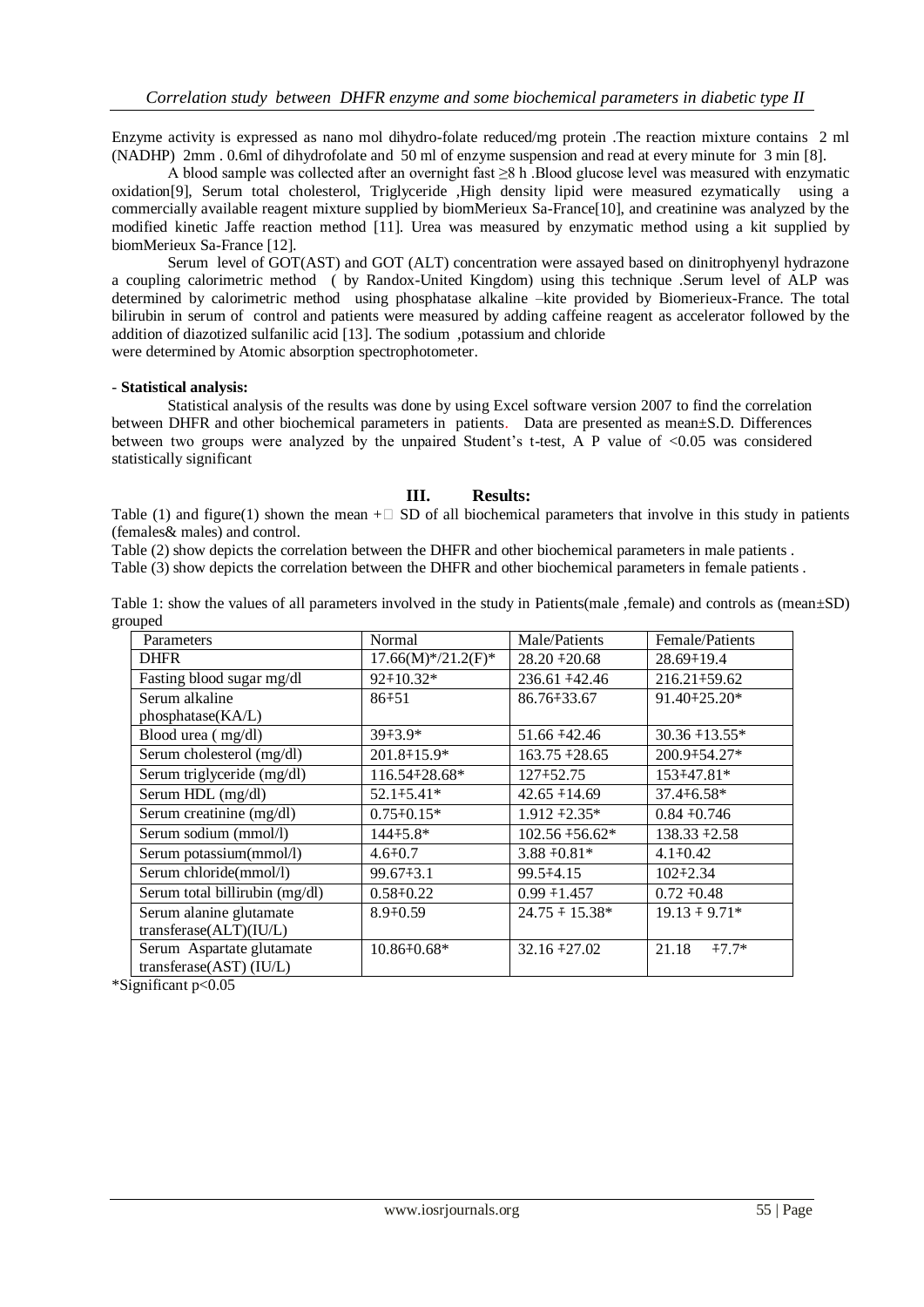Enzyme activity is expressed as nano mol dihydro-folate reduced/mg protein .The reaction mixture contains 2 ml (NADHP) 2mm . 0.6ml of dihydrofolate and 50 ml of enzyme suspension and read at every minute for 3 min [8].

A blood sample was collected after an overnight fast ≥8 h .Blood glucose level was measured with enzymatic oxidation[9], Serum total cholesterol, Triglyceride ,High density lipid were measured ezymatically using a commercially available reagent mixture supplied by biomMerieux Sa-France[10], and creatinine was analyzed by the modified kinetic Jaffe reaction method [11]. Urea was measured by enzymatic method using a kit supplied by biomMerieux Sa-France [12].

Serum level of GOT(AST) and GOT (ALT) concentration were assayed based on dinitrophyenyl hydrazone a coupling calorimetric method ( by Randox-United Kingdom) using this technique .Serum level of ALP was determined by calorimetric method using phosphatase alkaline –kite provided by Biomerieux-France. The total bilirubin in serum of control and patients were measured by adding caffeine reagent as accelerator followed by the addition of diazotized sulfanilic acid [13]. The sodium ,potassium and chloride
were determined by Atomic absorption spectrophotometer.

- **Statistical analysis:**

Statistical analysis of the results was done by using Excel software version 2007 to find the correlation between DHFR and other biochemical parameters in patients. Data are presented as mean±S.D. Differences between two groups were analyzed by the unpaired Student's t-test, A P value of <0.05 was considered statistically significant

## III. Results:

Table (1) and figure(1) shown the mean +□ SD of all biochemical parameters that involve in this study in patients (females& males) and control.

Table (2) show depicts the correlation between the DHFR and other biochemical parameters in male patients .

Table (3) show depicts the correlation between the DHFR and other biochemical parameters in female patients .

Table 1: show the values of all parameters involved in the study in Patients(male ,female) and controls as (mean±SD) grouped

| Parameters | Normal | Male/Patients | Female/Patients |
|---|---|---|---|
| DHFR | 17.66(M)*/21.2(F)* | 28.20 ∓20.68 | 28.69∓19.4 |
| Fasting blood sugar mg/dl | 92∓10.32* | 236.61 ∓42.46 | 216.21∓59.62 |
| Serum alkaline phosphatase(KA/L) | 86∓51 | 86.76∓33.67 | 91.40∓25.20* |
| Blood urea ( mg/dl) | 39∓3.9* | 51.66 ∓42.46 | 30.36 ∓13.55* |
| Serum cholesterol (mg/dl) | 201.8∓15.9* | 163.75 ∓28.65 | 200.9∓54.27* |
| Serum triglyceride (mg/dl) | 116.54∓28.68* | 127∓52.75 | 153∓47.81* |
| Serum HDL (mg/dl) | 52.1∓5.41* | 42.65 ∓14.69 | 37.4∓6.58* |
| Serum creatinine (mg/dl) | 0.75∓0.15* | 1.912 ∓2.35* | 0.84 ∓0.746 |
| Serum sodium (mmol/l) | 144∓5.8* | 102.56 ∓56.62* | 138.33 ∓2.58 |
| Serum potassium(mmol/l) | 4.6∓0.7 | 3.88 ∓0.81* | 4.1∓0.42 |
| Serum chloride(mmol/l) | 99.67∓3.1 | 99.5∓4.15 | 102∓2.34 |
| Serum total billirubin (mg/dl) | 0.58∓0.22 | 0.99 ∓1.457 | 0.72 ∓0.48 |
| Serum alanine glutamate transferase(ALT)(IU/L) | 8.9∓0.59 | 24.75 ∓ 15.38* | 19.13 ∓ 9.71* |
| Serum Aspartate glutamate transferase(AST) (IU/L) | 10.86∓0.68* | 32.16 ∓27.02 | 21.18 ∓7.7* |

*Significant p<0.05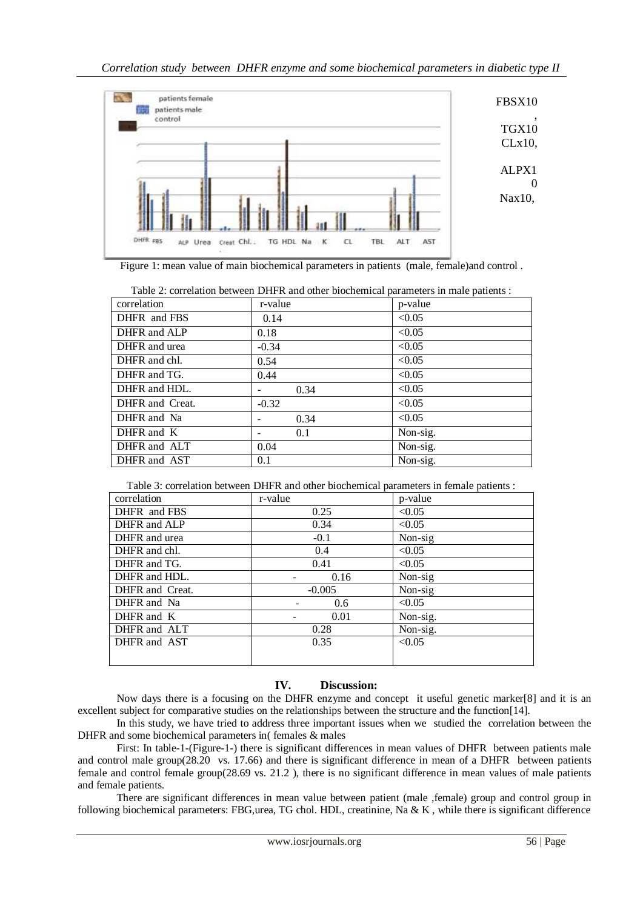FBSX10, TGX10 CLx10, ALPX10 Nax10,

Figure 1: mean value of main biochemical parameters in patients (male, female)and control .

Table 2: correlation between DHFR and other biochemical parameters in male patients :

| correlation | r-value | p-value |
|---|---|---|
| DHFR and FBS | 0.14 | <0.05 |
| DHFR and ALP | 0.18 | <0.05 |
| DHFR and urea | -0.34 | <0.05 |
| DHFR and chl. | 0.54 | <0.05 |
| DHFR and TG. | 0.44 | <0.05 |
| DHFR and HDL. | - 0.34 | <0.05 |
| DHFR and Creat. | -0.32 | <0.05 |
| DHFR and Na | - 0.34 | <0.05 |
| DHFR and K | - 0.1 | Non-sig. |
| DHFR and ALT | 0.04 | Non-sig. |
| DHFR and AST | 0.1 | Non-sig. |

Table 3: correlation between DHFR and other biochemical parameters in female patients :

| correlation | r-value | p-value |
|---|---|---|
| DHFR and FBS | 0.25 | <0.05 |
| DHFR and ALP | 0.34 | <0.05 |
| DHFR and urea | -0.1 | Non-sig |
| DHFR and chl. | 0.4 | <0.05 |
| DHFR and TG. | 0.41 | <0.05 |
| DHFR and HDL. | - 0.16 | Non-sig |
| DHFR and Creat. | -0.005 | Non-sig |
| DHFR and Na | - 0.6 | <0.05 |
| DHFR and K | - 0.01 | Non-sig. |
| DHFR and ALT | 0.28 | Non-sig. |
| DHFR and AST | 0.35 | <0.05 |

## IV. Discussion:

Now days there is a focusing on the DHFR enzyme and concept it useful genetic marker[8] and it is an excellent subject for comparative studies on the relationships between the structure and the function[14].

In this study, we have tried to address three important issues when we studied the correlation between the DHFR and some biochemical parameters in( females & males

First: In table-1-(Figure-1-) there is significant differences in mean values of DHFR between patients male and control male group(28.20 vs. 17.66) and there is significant difference in mean of a DHFR between patients female and control female group(28.69 vs. 21.2 ), there is no significant difference in mean values of male patients and female patients.

There are significant differences in mean value between patient (male ,female) group and control group in following biochemical parameters: FBG,urea, TG chol. HDL, creatinine, Na & K , while there is significant difference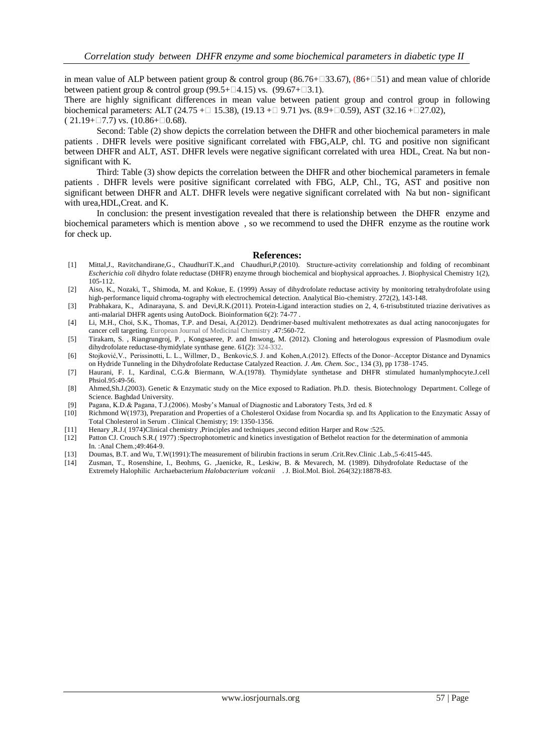in mean value of ALP between patient group & control group (86.76+□33.67), (86+□51) and mean value of chloride between patient group & control group (99.5+□4.15) vs. (99.67+□3.1).

There are highly significant differences in mean value between patient group and control group in following biochemical parameters: ALT (24.75 +□ 15.38), (19.13 +□ 9.71 )vs. (8.9+□0.59), AST (32.16 +□27.02), ( 21.19+□7.7) vs. (10.86+□0.68).

Second: Table (2) show depicts the correlation between the DHFR and other biochemical parameters in male patients . DHFR levels were positive significant correlated with FBG,ALP, chl. TG and positive non significant between DHFR and ALT, AST. DHFR levels were negative significant correlated with urea HDL, Creat. Na but non-significant with K.

Third: Table (3) show depicts the correlation between the DHFR and other biochemical parameters in female patients . DHFR levels were positive significant correlated with FBG, ALP, Chl., TG, AST and positive non significant between DHFR and ALT. DHFR levels were negative significant correlated with Na but non- significant with urea,HDL,Creat. and K.

In conclusion: the present investigation revealed that there is relationship between the DHFR enzyme and biochemical parameters which is mention above , so we recommend to used the DHFR enzyme as the routine work for check up.

## References:

[1] Mittal,J., Ravitchandirane,G., ChaudhuriT.K.,and Chaudhuri,P.(2010). Structure-activity correlationship and folding of recombinant *Escherichia coli* dihydro folate reductase (DHFR) enzyme through biochemical and biophysical approaches. J. Biophysical Chemistry 1(2), 105-112.

[2] Aiso, K., Nozaki, T., Shimoda, M. and Kokue, E. (1999) Assay of dihydrofolate reductase activity by monitoring tetrahydrofolate using high-performance liquid chroma-tography with electrochemical detection. Analytical Bio-chemistry. 272(2), 143-148.

[3] Prabhakara, K., Adinarayana, S. and Devi,R.K.(2011). Protein-Ligand interaction studies on 2, 4, 6-trisubstituted triazine derivatives as anti-malarial DHFR agents using AutoDock. Bioinformation 6(2): 74-77 .

[4] Li, M.H., Choi, S.K., Thomas, T.P. and Desai, A.(2012). Dendrimer-based multivalent methotrexates as dual acting nanoconjugates for cancer cell targeting. European Journal of Medicinal Chemistry .47:560-72.

[5] Tirakarn, S. , Riangrungroj, P. , Kongsaeree, P. and Imwong, M. (2012). Cloning and heterologous expression of Plasmodium ovale dihydrofolate reductase-thymidylate synthase gene. 61(2): 324-332.

[6] Stojković,V., Perissinotti, L. L., Willmer, D., Benkovic,S. J. and Kohen,A.(2012). Effects of the Donor–Acceptor Distance and Dynamics on Hydride Tunneling in the Dihydrofolate Reductase Catalyzed Reaction. *J. Am. Chem. Soc.*, 134 (3), pp 1738–1745.

[7] Haurani, F. I., Kardinal, C.G.& Biermann, W.A.(1978). Thymidylate synthetase and DHFR stimulated humanlymphocyte.J.cell Phsiol.95:49-56.

[8] Ahmed,Sh.J.(2003). Genetic & Enzymatic study on the Mice exposed to Radiation. Ph.D. thesis. Biotechnology Department. College of Science. Baghdad University.

[9] Pagana, K.D.& Pagana, T.J.(2006). Mosby's Manual of Diagnostic and Laboratory Tests, 3rd ed. 8

[10] Richmond W(1973), Preparation and Properties of a Cholesterol Oxidase from Nocardia sp. and Its Application to the Enzymatic Assay of Total Cholesterol in Serum . Clinical Chemistry; 19: 1350-1356.

[11] Henary ,R.J.( 1974)Clinical chemistry ,Principles and techniques ,second edition Harper and Row :525.

[12] Patton CJ. Crouch S.R.( 1977) :Spectrophotometric and kinetics investigation of Bethelot reaction for the determination of ammonia In. :Anal Chem.;49:464-9.

[13] Doumas, B.T. and Wu, T.W(1991):The measurement of bilirubin fractions in serum .Crit.Rev.Clinic .Lab.,5-6:415-445.

[14] Zusman, T., Rosenshine, I., Beohms, G. ,Jaenicke, R., Leskiw, B. & Mevarech, M. (1989). Dihydrofolate Reductase of the Extremely Halophilic Archaebacterium *Halobacterium volcanii* . J. Biol.Mol. Biol. 264(32):18878-83.